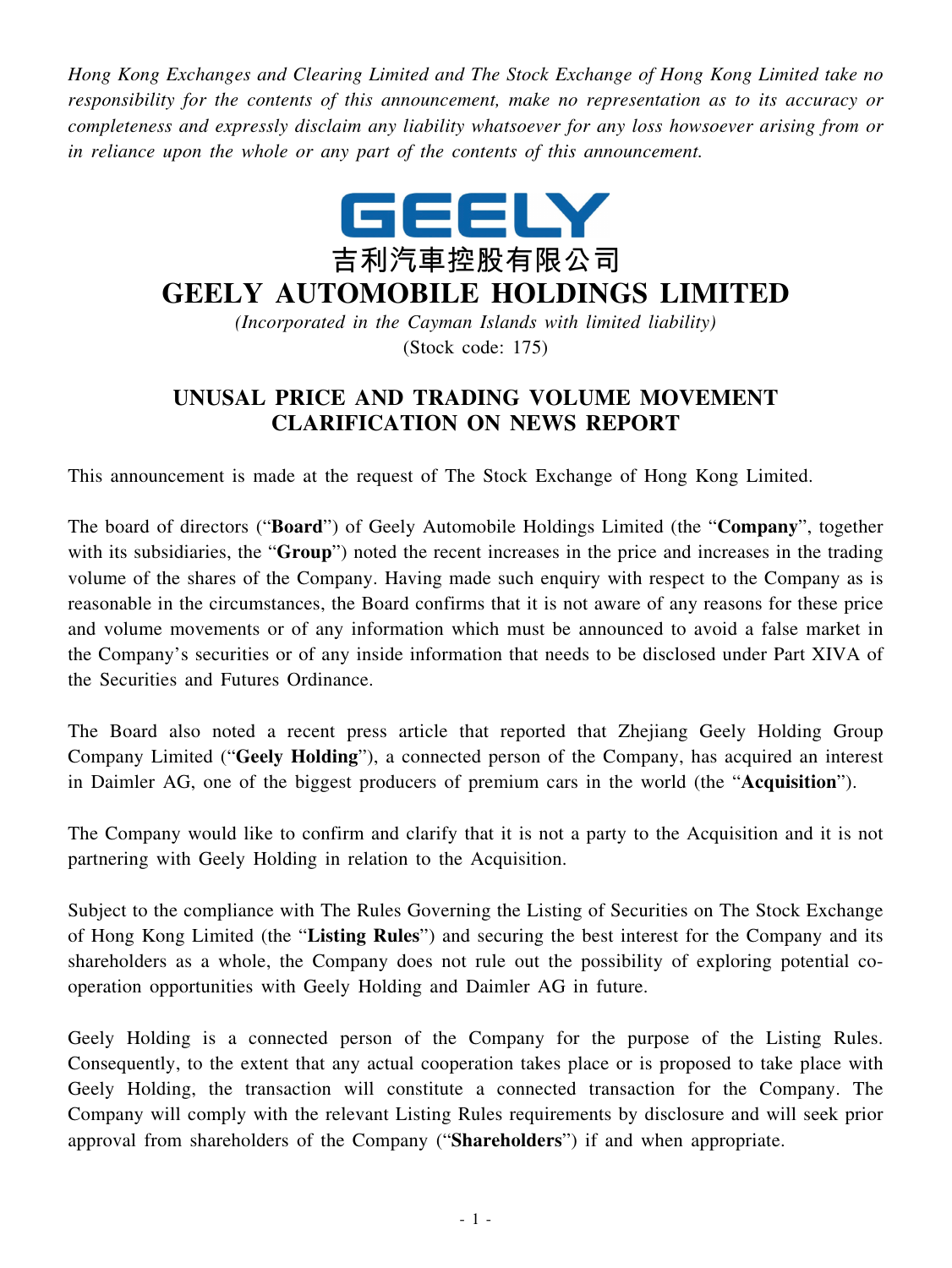*Hong Kong Exchanges and Clearing Limited and The Stock Exchange of Hong Kong Limited take no responsibility for the contents of this announcement, make no representation as to its accuracy or completeness and expressly disclaim any liability whatsoever for any loss howsoever arising from or in reliance upon the whole or any part of the contents of this announcement.*

GEELY

吉利汽車控股有限公司

# GEELY AUTOMOBILE HOLDINGS LIMITED

*(Incorporated in the Cayman Islands with limited liability)*

(Stock code: 175)

## UNUSAL PRICE AND TRADING VOLUME MOVEMENT CLARIFICATION ON NEWS REPORT

This announcement is made at the request of The Stock Exchange of Hong Kong Limited.

The board of directors ("**Board**") of Geely Automobile Holdings Limited (the "**Company**", together with its subsidiaries, the "**Group**") noted the recent increases in the price and increases in the trading volume of the shares of the Company. Having made such enquiry with respect to the Company as is reasonable in the circumstances, the Board confirms that it is not aware of any reasons for these price and volume movements or of any information which must be announced to avoid a false market in the Company's securities or of any inside information that needs to be disclosed under Part XIVA of the Securities and Futures Ordinance.

The Board also noted a recent press article that reported that Zhejiang Geely Holding Group Company Limited ("**Geely Holding**"), a connected person of the Company, has acquired an interest in Daimler AG, one of the biggest producers of premium cars in the world (the "**Acquisition**").

The Company would like to confirm and clarify that it is not a party to the Acquisition and it is not partnering with Geely Holding in relation to the Acquisition.

Subject to the compliance with The Rules Governing the Listing of Securities on The Stock Exchange of Hong Kong Limited (the "**Listing Rules**") and securing the best interest for the Company and its shareholders as a whole, the Company does not rule out the possibility of exploring potential co-operation opportunities with Geely Holding and Daimler AG in future.

Geely Holding is a connected person of the Company for the purpose of the Listing Rules. Consequently, to the extent that any actual cooperation takes place or is proposed to take place with Geely Holding, the transaction will constitute a connected transaction for the Company. The Company will comply with the relevant Listing Rules requirements by disclosure and will seek prior approval from shareholders of the Company ("**Shareholders**") if and when appropriate.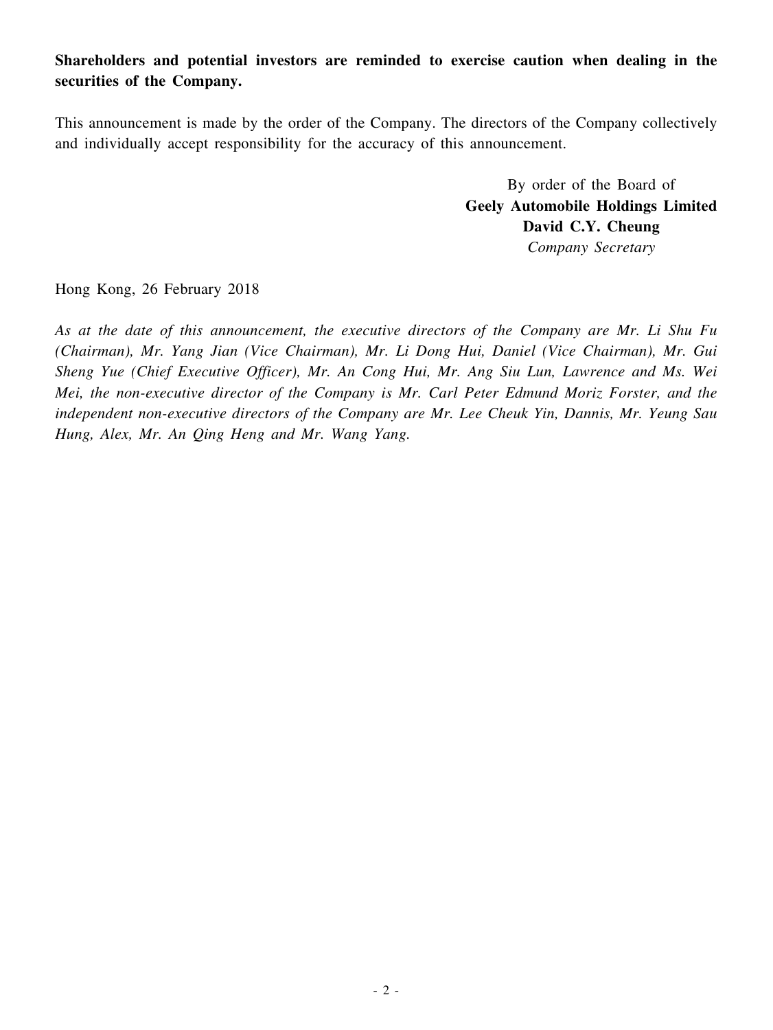**Shareholders and potential investors are reminded to exercise caution when dealing in the securities of the Company.**

This announcement is made by the order of the Company. The directors of the Company collectively and individually accept responsibility for the accuracy of this announcement.

By order of the Board of
**Geely Automobile Holdings Limited**
**David C.Y. Cheung**
*Company Secretary*

Hong Kong, 26 February 2018

*As at the date of this announcement, the executive directors of the Company are Mr. Li Shu Fu (Chairman), Mr. Yang Jian (Vice Chairman), Mr. Li Dong Hui, Daniel (Vice Chairman), Mr. Gui Sheng Yue (Chief Executive Officer), Mr. An Cong Hui, Mr. Ang Siu Lun, Lawrence and Ms. Wei Mei, the non-executive director of the Company is Mr. Carl Peter Edmund Moriz Forster, and the independent non-executive directors of the Company are Mr. Lee Cheuk Yin, Dannis, Mr. Yeung Sau Hung, Alex, Mr. An Qing Heng and Mr. Wang Yang.*